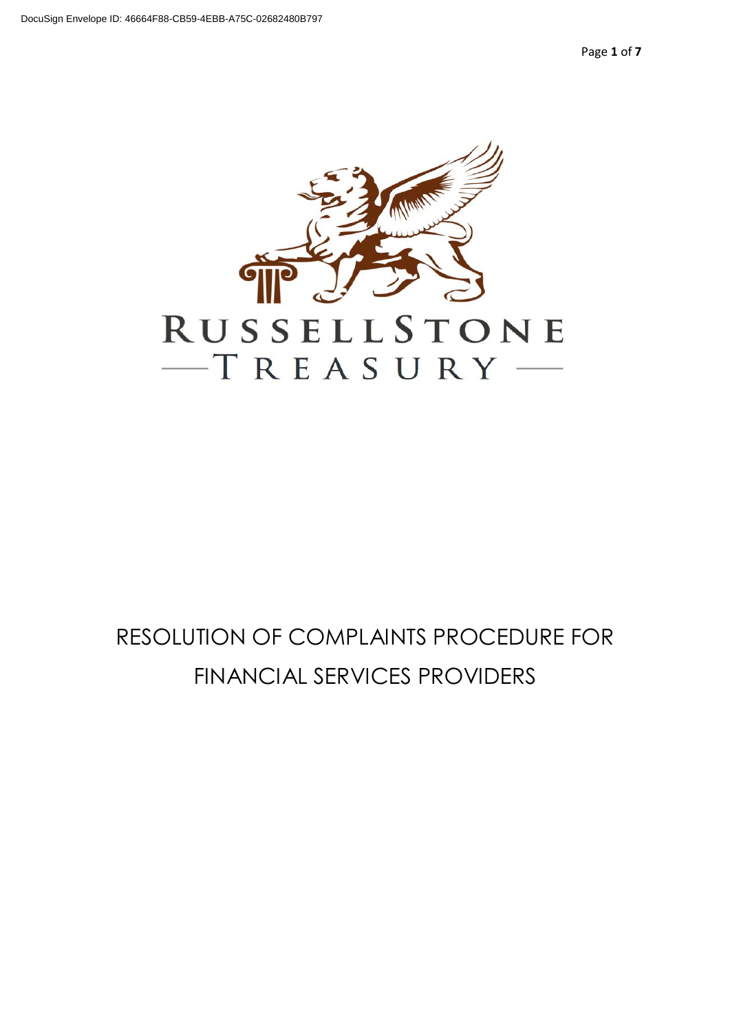DocuSign Envelope ID: 46664F88-CB59-4EBB-A75C-02682480B797

RUSSELLSTONE

TREASURY

# RESOLUTION OF COMPLAINTS PROCEDURE FOR FINANCIAL SERVICES PROVIDERS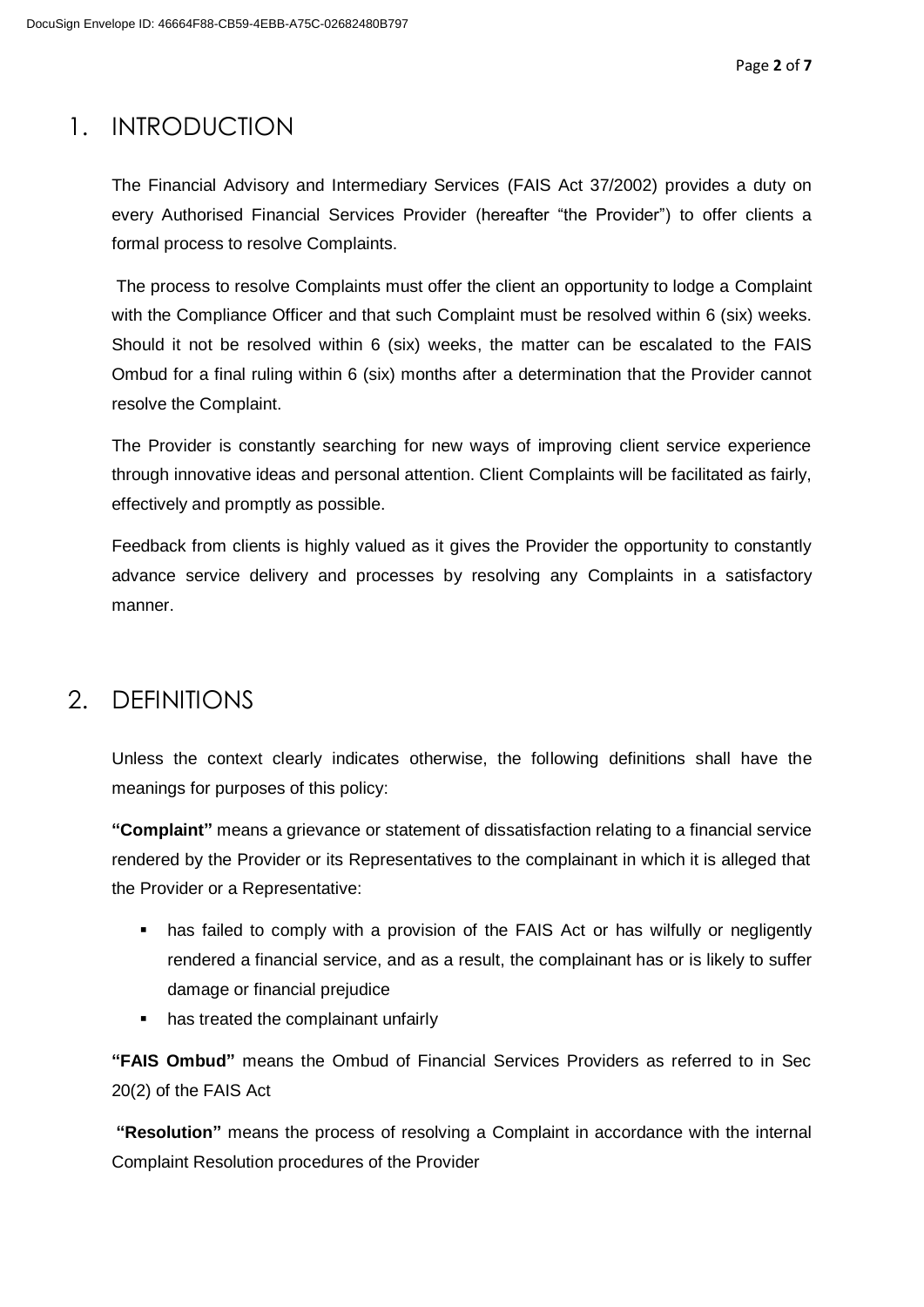## 1. INTRODUCTION

The Financial Advisory and Intermediary Services (FAIS Act 37/2002) provides a duty on every Authorised Financial Services Provider (hereafter "the Provider") to offer clients a formal process to resolve Complaints.

The process to resolve Complaints must offer the client an opportunity to lodge a Complaint with the Compliance Officer and that such Complaint must be resolved within 6 (six) weeks. Should it not be resolved within 6 (six) weeks, the matter can be escalated to the FAIS Ombud for a final ruling within 6 (six) months after a determination that the Provider cannot resolve the Complaint.

The Provider is constantly searching for new ways of improving client service experience through innovative ideas and personal attention. Client Complaints will be facilitated as fairly, effectively and promptly as possible.

Feedback from clients is highly valued as it gives the Provider the opportunity to constantly advance service delivery and processes by resolving any Complaints in a satisfactory manner.

## 2. DEFINITIONS

Unless the context clearly indicates otherwise, the following definitions shall have the meanings for purposes of this policy:

**"Complaint"** means a grievance or statement of dissatisfaction relating to a financial service rendered by the Provider or its Representatives to the complainant in which it is alleged that the Provider or a Representative:

- has failed to comply with a provision of the FAIS Act or has wilfully or negligently rendered a financial service, and as a result, the complainant has or is likely to suffer damage or financial prejudice
- has treated the complainant unfairly

**"FAIS Ombud"** means the Ombud of Financial Services Providers as referred to in Sec 20(2) of the FAIS Act

**"Resolution"** means the process of resolving a Complaint in accordance with the internal Complaint Resolution procedures of the Provider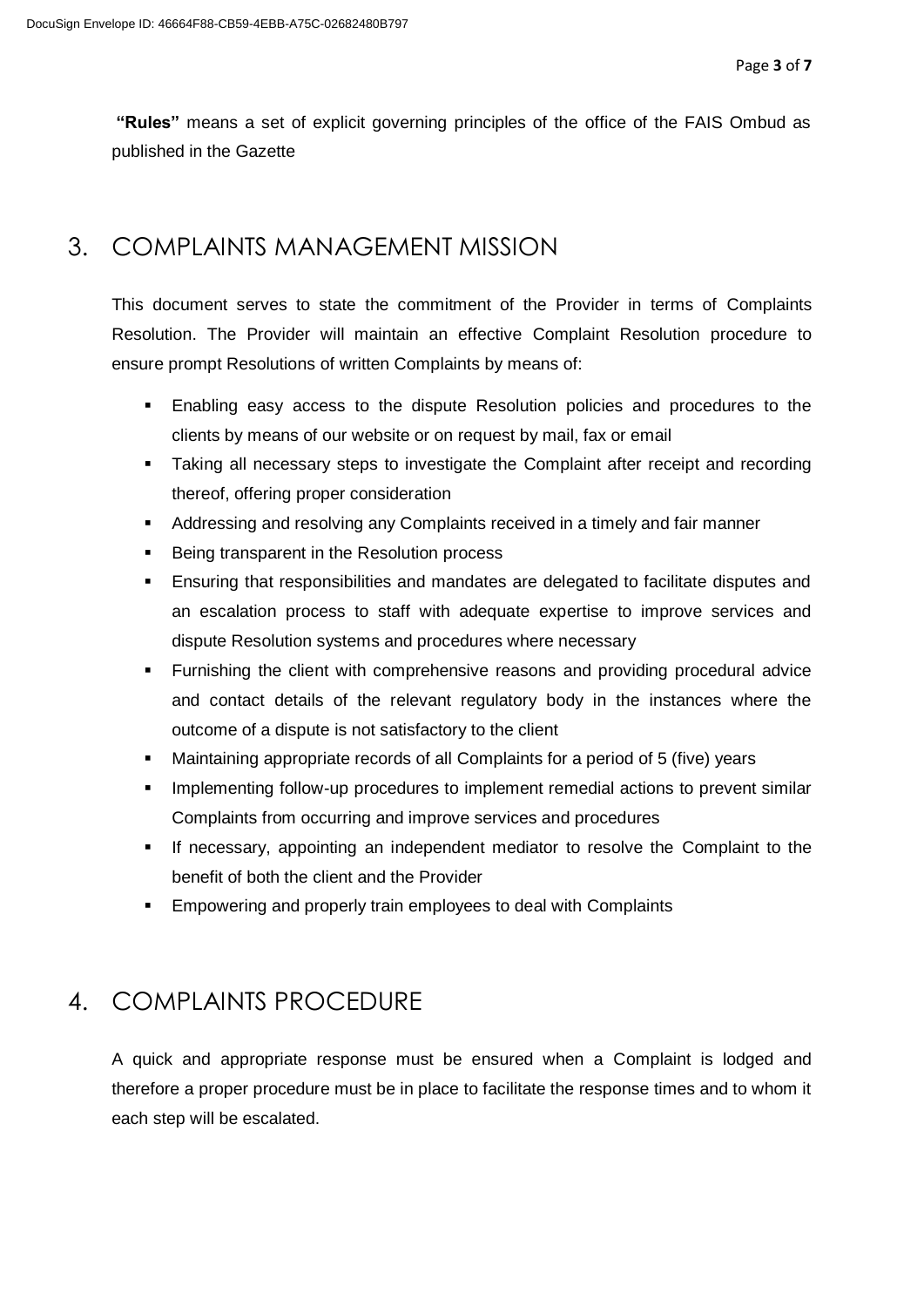**"Rules"** means a set of explicit governing principles of the office of the FAIS Ombud as published in the Gazette

## 3. COMPLAINTS MANAGEMENT MISSION

This document serves to state the commitment of the Provider in terms of Complaints Resolution. The Provider will maintain an effective Complaint Resolution procedure to ensure prompt Resolutions of written Complaints by means of:

- Enabling easy access to the dispute Resolution policies and procedures to the clients by means of our website or on request by mail, fax or email
- Taking all necessary steps to investigate the Complaint after receipt and recording thereof, offering proper consideration
- Addressing and resolving any Complaints received in a timely and fair manner
- Being transparent in the Resolution process
- Ensuring that responsibilities and mandates are delegated to facilitate disputes and an escalation process to staff with adequate expertise to improve services and dispute Resolution systems and procedures where necessary
- Furnishing the client with comprehensive reasons and providing procedural advice and contact details of the relevant regulatory body in the instances where the outcome of a dispute is not satisfactory to the client
- Maintaining appropriate records of all Complaints for a period of 5 (five) years
- Implementing follow-up procedures to implement remedial actions to prevent similar Complaints from occurring and improve services and procedures
- If necessary, appointing an independent mediator to resolve the Complaint to the benefit of both the client and the Provider
- Empowering and properly train employees to deal with Complaints

## 4. COMPLAINTS PROCEDURE

A quick and appropriate response must be ensured when a Complaint is lodged and therefore a proper procedure must be in place to facilitate the response times and to whom it each step will be escalated.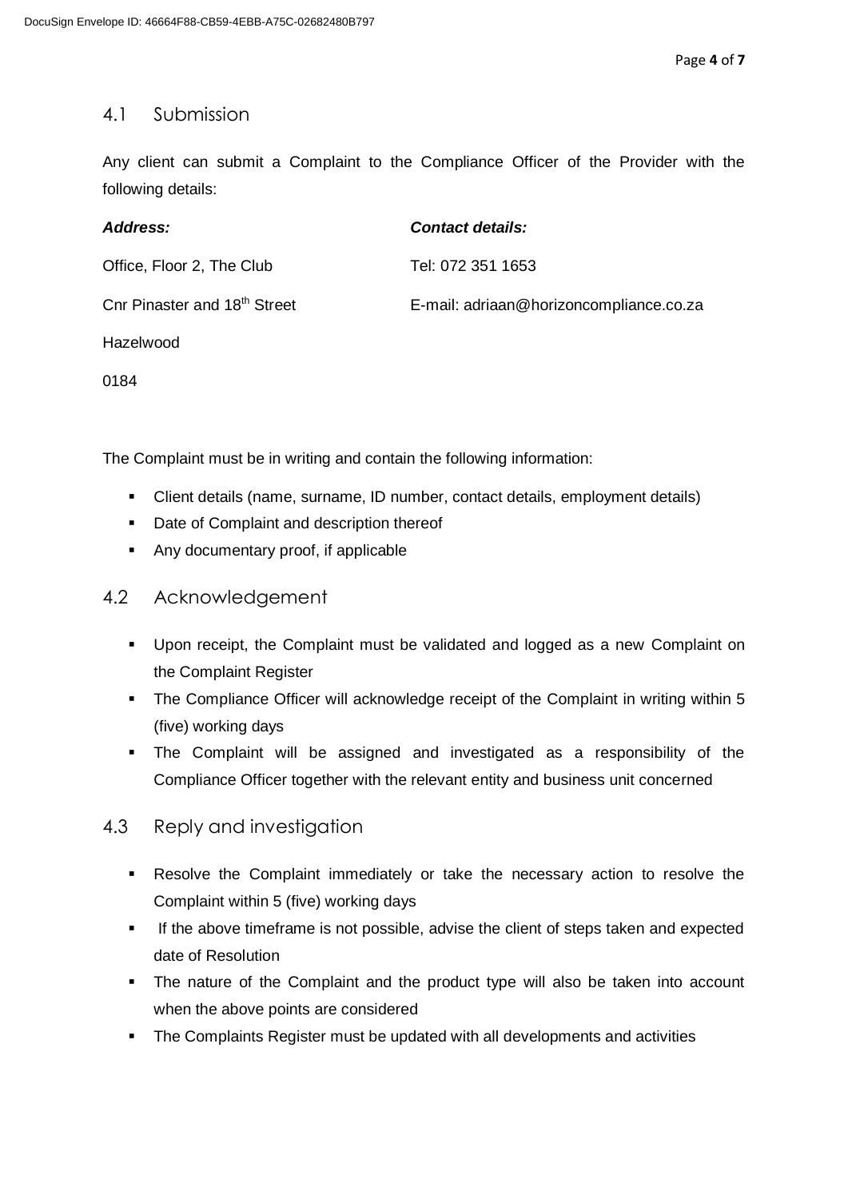## 4.1 Submission

Any client can submit a Complaint to the Compliance Officer of the Provider with the following details:

| ***Address:*** | ***Contact details:*** |
| --- | --- |
| Office, Floor 2, The Club | Tel: 072 351 1653 |
| Cnr Pinaster and 18th Street | E-mail: adriaan@horizoncompliance.co.za |
| Hazelwood | |
| 0184 | |

The Complaint must be in writing and contain the following information:

- Client details (name, surname, ID number, contact details, employment details)
- Date of Complaint and description thereof
- Any documentary proof, if applicable

## 4.2 Acknowledgement

- Upon receipt, the Complaint must be validated and logged as a new Complaint on the Complaint Register
- The Compliance Officer will acknowledge receipt of the Complaint in writing within 5 (five) working days
- The Complaint will be assigned and investigated as a responsibility of the Compliance Officer together with the relevant entity and business unit concerned

## 4.3 Reply and investigation

- Resolve the Complaint immediately or take the necessary action to resolve the Complaint within 5 (five) working days
- If the above timeframe is not possible, advise the client of steps taken and expected date of Resolution
- The nature of the Complaint and the product type will also be taken into account when the above points are considered
- The Complaints Register must be updated with all developments and activities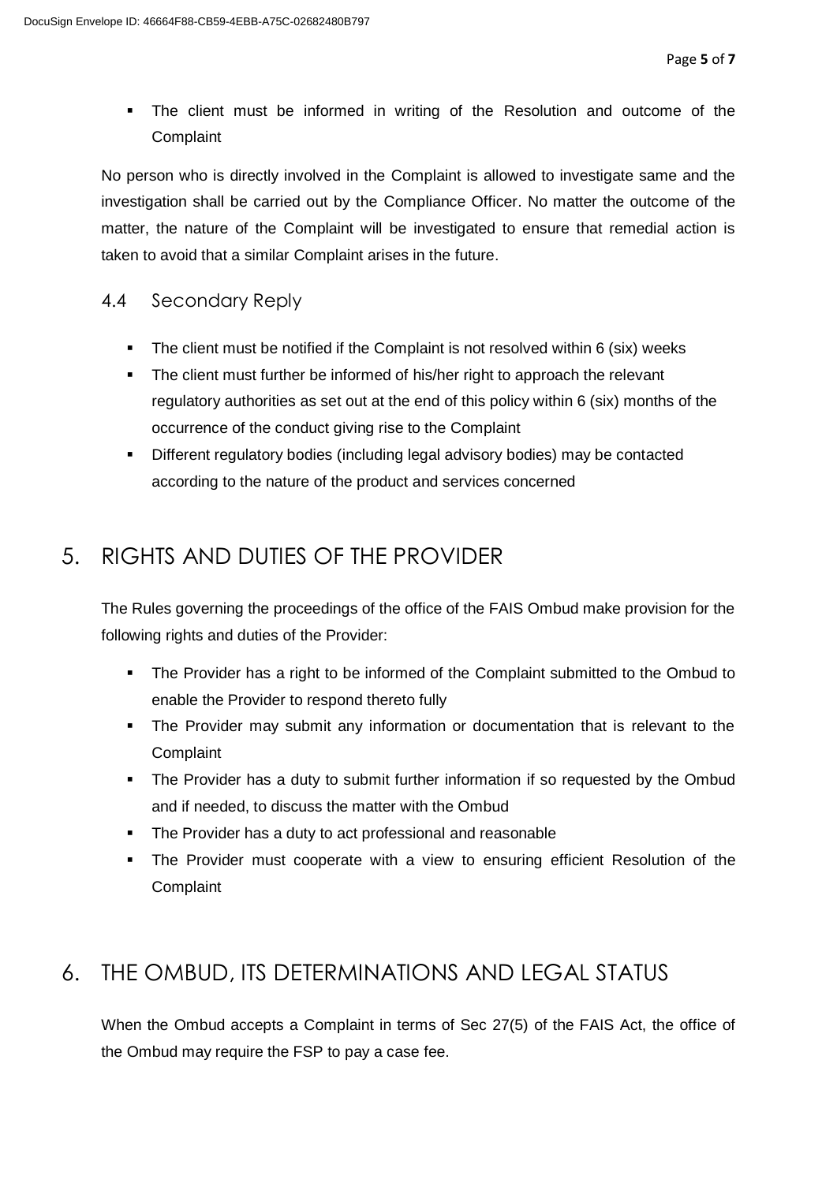- The client must be informed in writing of the Resolution and outcome of the Complaint

No person who is directly involved in the Complaint is allowed to investigate same and the investigation shall be carried out by the Compliance Officer. No matter the outcome of the matter, the nature of the Complaint will be investigated to ensure that remedial action is taken to avoid that a similar Complaint arises in the future.

### 4.4 Secondary Reply

- The client must be notified if the Complaint is not resolved within 6 (six) weeks
- The client must further be informed of his/her right to approach the relevant regulatory authorities as set out at the end of this policy within 6 (six) months of the occurrence of the conduct giving rise to the Complaint
- Different regulatory bodies (including legal advisory bodies) may be contacted according to the nature of the product and services concerned

## 5. RIGHTS AND DUTIES OF THE PROVIDER

The Rules governing the proceedings of the office of the FAIS Ombud make provision for the following rights and duties of the Provider:

- The Provider has a right to be informed of the Complaint submitted to the Ombud to enable the Provider to respond thereto fully
- The Provider may submit any information or documentation that is relevant to the Complaint
- The Provider has a duty to submit further information if so requested by the Ombud and if needed, to discuss the matter with the Ombud
- The Provider has a duty to act professional and reasonable
- The Provider must cooperate with a view to ensuring efficient Resolution of the Complaint

## 6. THE OMBUD, ITS DETERMINATIONS AND LEGAL STATUS

When the Ombud accepts a Complaint in terms of Sec 27(5) of the FAIS Act, the office of the Ombud may require the FSP to pay a case fee.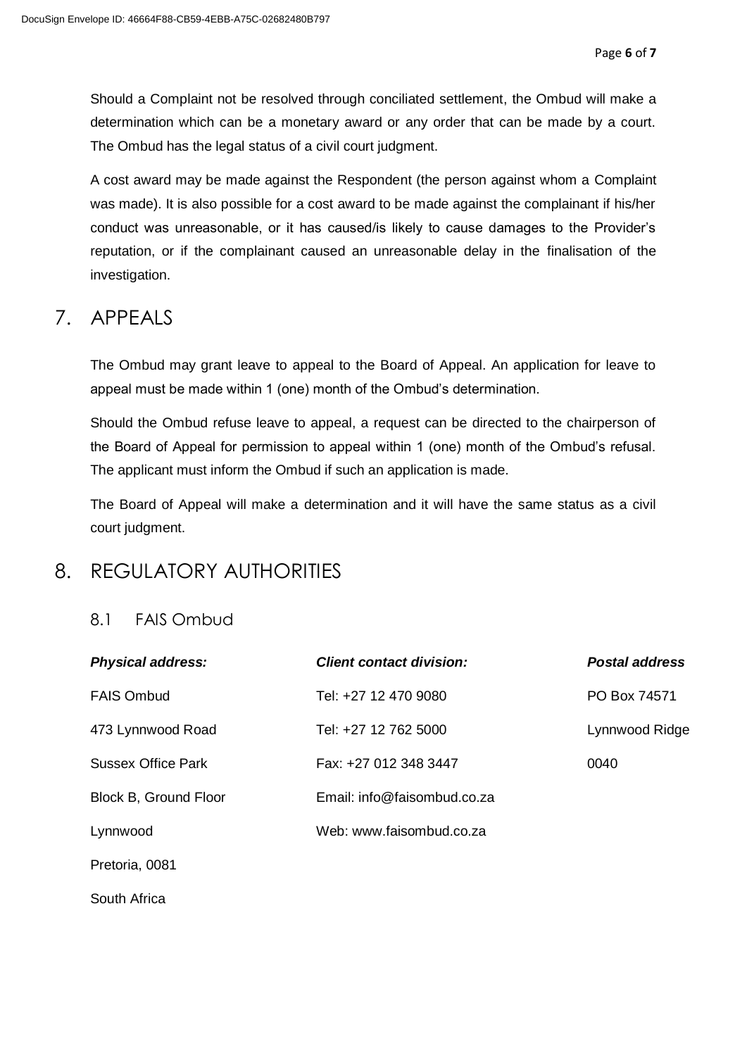Should a Complaint not be resolved through conciliated settlement, the Ombud will make a determination which can be a monetary award or any order that can be made by a court. The Ombud has the legal status of a civil court judgment.

A cost award may be made against the Respondent (the person against whom a Complaint was made). It is also possible for a cost award to be made against the complainant if his/her conduct was unreasonable, or it has caused/is likely to cause damages to the Provider's reputation, or if the complainant caused an unreasonable delay in the finalisation of the investigation.

# 7. APPEALS

The Ombud may grant leave to appeal to the Board of Appeal. An application for leave to appeal must be made within 1 (one) month of the Ombud's determination.

Should the Ombud refuse leave to appeal, a request can be directed to the chairperson of the Board of Appeal for permission to appeal within 1 (one) month of the Ombud's refusal. The applicant must inform the Ombud if such an application is made.

The Board of Appeal will make a determination and it will have the same status as a civil court judgment.

# 8. REGULATORY AUTHORITIES

## 8.1 FAIS Ombud

| ***Physical address:*** | ***Client contact division:*** | ***Postal address*** |
|---|---|---|
| FAIS Ombud | Tel: +27 12 470 9080 | PO Box 74571 |
| 473 Lynnwood Road | Tel: +27 12 762 5000 | Lynnwood Ridge |
| Sussex Office Park | Fax: +27 012 348 3447 | 0040 |
| Block B, Ground Floor | Email: info@faisombud.co.za | |
| Lynnwood | Web: www.faisombud.co.za | |
| Pretoria, 0081 | | |
| South Africa | | |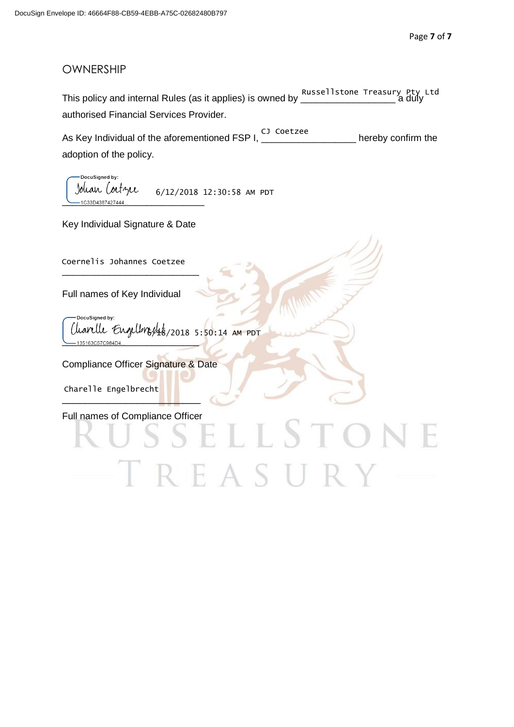DocuSign Envelope ID: 46664F88-CB59-4EBB-A75C-02682480B797

## OWNERSHIP

This policy and internal Rules (as it applies) is owned by Russellstone Treasury Pty Ltd a duly authorised Financial Services Provider.

As Key Individual of the aforementioned FSP I, CJ Coetzee hereby confirm the adoption of the policy.

DocuSigned by: Johan Coetzee 6/12/2018 12:30:58 AM PDT
1C33D4387427444...

Key Individual Signature & Date

Coernelis Johannes Coetzee

Full names of Key Individual

DocuSigned by: Charelle Engelbrecht 6/18/2018 5:50:14 AM PDT
135163C57C984D4...

Compliance Officer Signature & Date

Charelle Engelbrecht

Full names of Compliance Officer

RUSSELLSTONE TREASURY